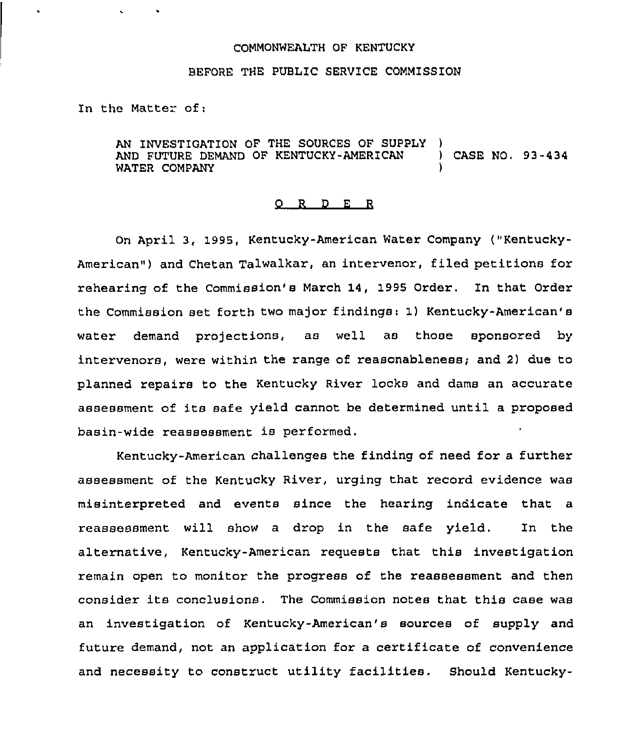COMMONWEALTH OF KENTUCKY

BEFORE THE PUBLIC SERVICE COMMISSION

In the Matter of:

AN INVESTIGATION OF THE SOURCES OF SUPPLY AND FUTURE DEMAND OF KENTUCKY-AMERICAN WATER COMPANY ) CASE NO. 93-434

## O R D E R

On April 3, 1995, Kentucky-American Water Company ("Kentucky-American") and Chetan Talwalkar, an intervenor, filed petitions for rehearing of the Commission's March 14, 1995 Order. In that Order the Commission set forth two major findings: 1) Kentucky-American's water demand projections, as well as those sponsored by intervenors, were within the range of reasonableness; and 2) due to planned repairs to the Kentucky River locks and dams an accurate assessment of its safe yield cannot be determined until a proposed basin-wide reassessment is performed.

Kentucky-American challenges the finding of need for a further assessment of the Kentucky River, urging that record evidence was misinterpreted and events since the hearing indicate that a reassessment will show a drop in the safe yield. In the alternative, Kentucky-American requests that this investigation remain open to monitor the progress of the reassessment and then consider its conclusions. The Commission notes that this case was an investigation of Kentucky-American's sources of supply and future demand, not an application for a certificate of convenience and necessity to construct utility facilities. Should Kentucky-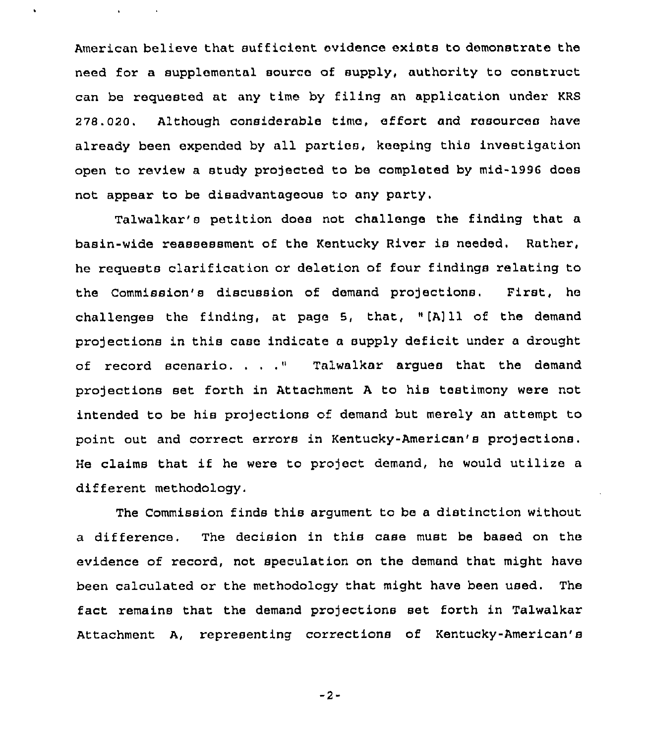American believe that sufficient evidence exists to demonstrate the need for a supplemental source of supply, authority to construct can be requested at any time by filing an application under KRS 278.020. Although considerable time, effort and resources have already been expended by all parties, keeping this investigation open to review a study projected to be completed by mid-1996 does not appear to be disadvantageous to any party.

Talwalkar's petition does not challenge the finding that a basin-wide reassessment of the Kentucky River is needed. Rather, he requests clarification or deletion of four findings relating to the Commission's discussion of demand projections. First, he challenges the finding, at page 5, that, "[A]ll of the demand projections in this case indicate a supply deficit under a drought of record scenario. . . ." Talwalkar argues that the demand projections set forth in Attachment A to his testimony were not intended to be his projections of demand but merely an attempt to point out and correct errors in Kentucky-American's projections. He claims that if he were to project demand, he would utilize a different methodology.

The Commission finds this argument to be a distinction without a difference. The decision in this case must be based on the evidence of record, not speculation on the demand that might have been calculated or the methodology that might have been used. The fact remains that the demand projections set forth in Talwalkar Attachment A, representing corrections of Kentucky-American's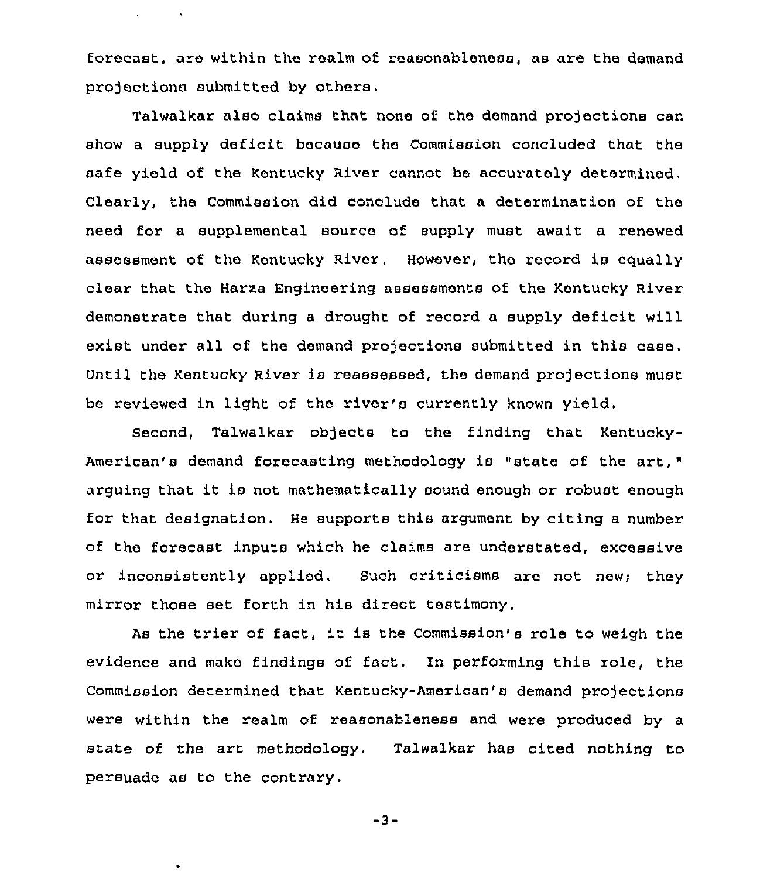forecast, are within the realm of reasonableness, as are the demand projections submitted by others.

Talwalkar also claims that none of the demand projections can show a supply deficit because the Commission concluded that the safe yield of the Kentucky River cannot be accurately determined. Clearly, the Commission did conclude that a determination of the need for a supplemental source of supply must await a renewed assessment of the Kentucky River. However, the record is equally clear that the Harza Engineering assessments of the Kentucky River demonstrate that during a drought of record a supply deficit will exist under all of the demand projections submitted in this case. Until the Kentucky River is reassessed, the demand projections must be reviewed in light of the river's currently known yield.

Second, Talwalkar objects to the finding that Kentucky-American's demand forecasting methodology is "state of the art," arguing that it is not mathematically sound enough or robust enough for that designation. He supports this argument by citing a number of the forecast inputs which he claims are understated, excessive or inconsistently applied. Such criticisms are not new; they mirror those set forth in his direct testimony.

As the trier of fact, it is the Commission's role to weigh the evidence and make findings of fact. In performing this role, the Commission determined that Kentucky-American's demand projections were within the realm of reasonableness and were produced by a state of the art methodology. Talwalkar has cited nothing to persuade as to the contrary.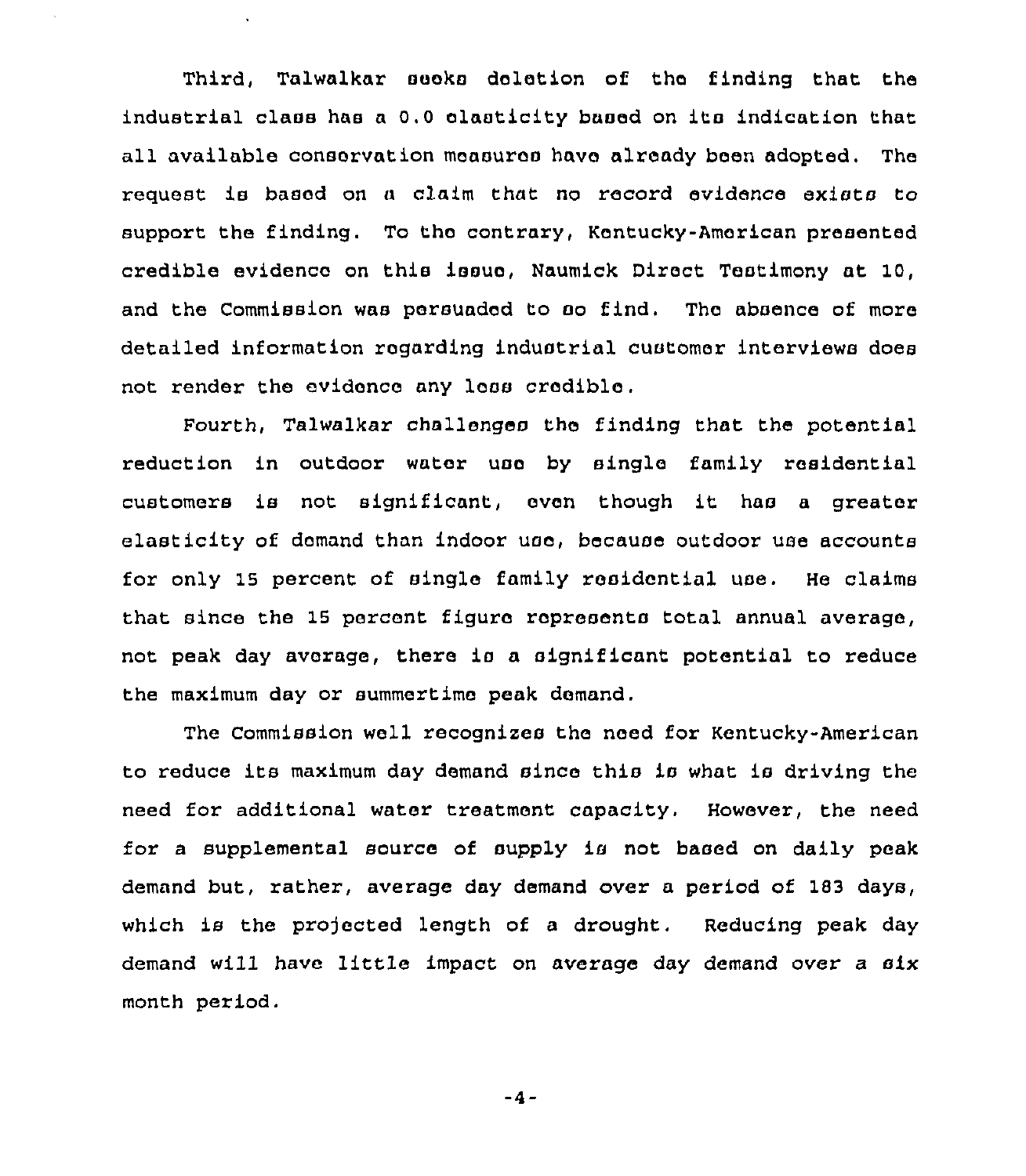Third, Talwalkar seeks deletion of the finding that the industrial class has a 0.0 elasticity based on its indication that all available conservation measures have already been adopted. The request is based on a claim that no record evidence exists to support the finding. To the contrary, Kentucky-American presented credible evidence on this issue, Naumick Direct Testimony at 10, and the Commission was persuaded to so find. The absence of more detailed information regarding industrial customer interviews does not render the evidence any less credible.

Fourth, Talwalkar challenges the finding that the potential reduction in outdoor water use by single family residential customers is not significant, even though it has a greater elasticity of demand than indoor use, because outdoor use accounts for only 15 percent of single family residential use. He claims that since the 15 percent figure represents total annual average, not peak day average, there is a significant potential to reduce the maximum day or summertime peak demand.

The Commission well recognizes the need for Kentucky-American to reduce its maximum day demand since this is what is driving the need for additional water treatment capacity. However, the need for a supplemental source of supply is not based on daily peak demand but, rather, average day demand over a period of 183 days, which is the projected length of a drought. Reducing peak day demand will have little impact on average day demand over a six month period.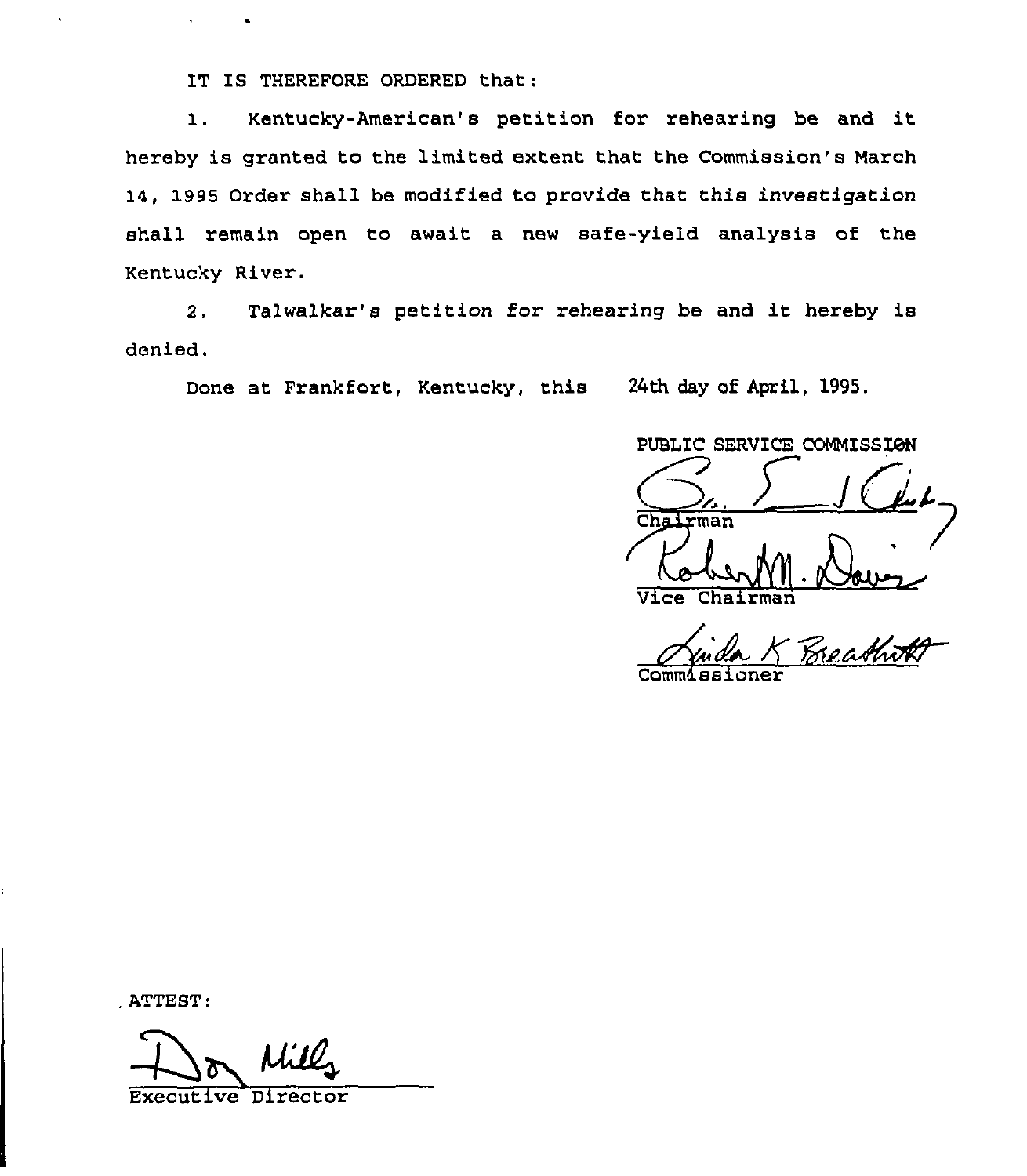IT IS THEREFORE ORDERED that:

1. Kentucky-American's petition for rehearing be and it hereby is granted to the limited extent that the Commission's March 14, 1995 Order shall be modified to provide that this investigation shall remain open to await a new safe-yield analysis of the Kentucky River.

2. Talwalkar's petition for rehearing be and it hereby is denied.

Done at Frankfort, Kentucky, this 24th day of April, 1995.

PUBLIC SERVICE COMMISSION

Chairman

Vice Chairman

Commissioner

ATTEST:

Executive Director